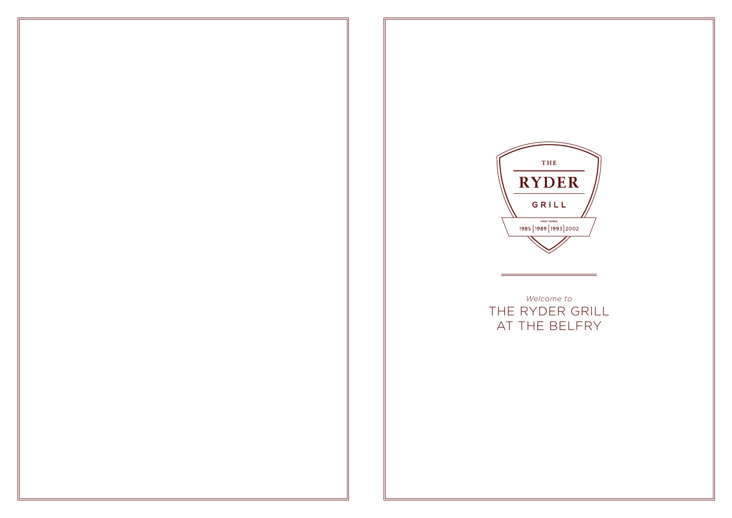THE

# RYDER

GRILL

HOST VENUE

1985 | 1989 | 1993 | 2002

*Welcome to*

THE RYDER GRILL
AT THE BELFRY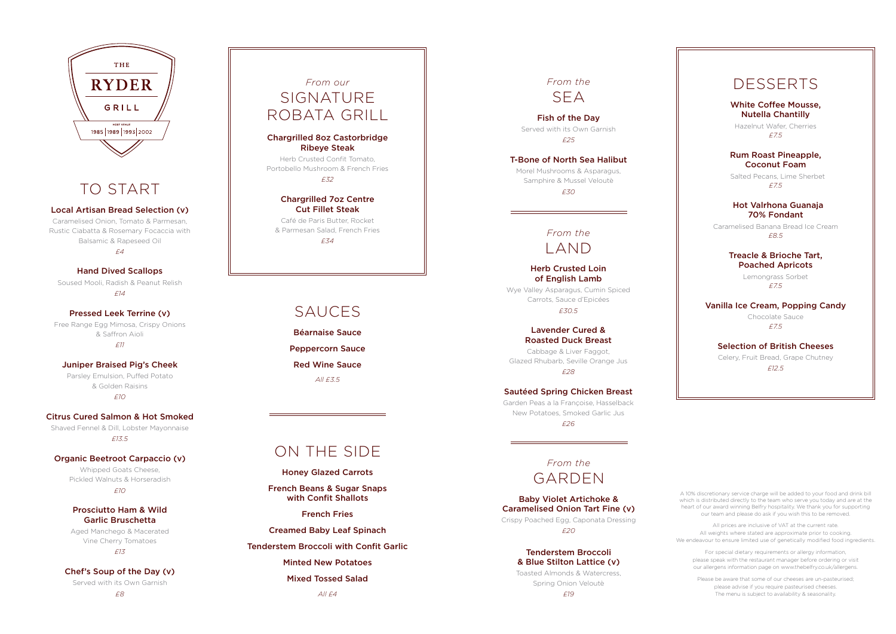THE
# RYDER
GRILL

HOST VENUE
1985 | 1989 | 1993 | 2002

## TO START

### Local Artisan Bread Selection (v)
Caramelised Onion, Tomato & Parmesan, Rustic Ciabatta & Rosemary Focaccia with Balsamic & Rapeseed Oil
*£4*

### Hand Dived Scallops
Soused Mooli, Radish & Peanut Relish
*£14*

### Pressed Leek Terrine (v)
Free Range Egg Mimosa, Crispy Onions & Saffron Aioli
*£11*

### Juniper Braised Pig's Cheek
Parsley Emulsion, Puffed Potato & Golden Raisins
*£10*

### Citrus Cured Salmon & Hot Smoked
Shaved Fennel & Dill, Lobster Mayonnaise
*£13.5*

### Organic Beetroot Carpaccio (v)
Whipped Goats Cheese, Pickled Walnuts & Horseradish
*£10*

### Prosciutto Ham & Wild Garlic Bruschetta
Aged Manchego & Macerated Vine Cherry Tomatoes
*£13*

### Chef's Soup of the Day (v)
Served with its Own Garnish
*£8*

## *From our* SIGNATURE ROBATA GRILL

### Chargrilled 8oz Castorbridge Ribeye Steak
Herb Crusted Confit Tomato, Portobello Mushroom & French Fries
*£32*

### Chargrilled 7oz Centre Cut Fillet Steak
Café de Paris Butter, Rocket & Parmesan Salad, French Fries
*£34*

## SAUCES

**Béarnaise Sauce**

**Peppercorn Sauce**

**Red Wine Sauce**

*All £3.5*

## ON THE SIDE

**Honey Glazed Carrots**

**French Beans & Sugar Snaps with Confit Shallots**

**French Fries**

**Creamed Baby Leaf Spinach**

**Tenderstem Broccoli with Confit Garlic**

**Minted New Potatoes**

**Mixed Tossed Salad**

*All £4*

## *From the* SEA

### Fish of the Day
Served with its Own Garnish
*£25*

### T-Bone of North Sea Halibut
Morel Mushrooms & Asparagus, Samphire & Mussel Veloutè
*£30*

## *From the* LAND

### Herb Crusted Loin of English Lamb
Wye Valley Asparagus, Cumin Spiced Carrots, Sauce d'Epicées
*£30.5*

### Lavender Cured & Roasted Duck Breast
Cabbage & Liver Faggot, Glazed Rhubarb, Seville Orange Jus
*£28*

### Sautéed Spring Chicken Breast
Garden Peas a la Françoise, Hasselback New Potatoes, Smoked Garlic Jus
*£26*

## *From the* GARDEN

### Baby Violet Artichoke & Caramelised Onion Tart Fine (v)
Crispy Poached Egg, Caponata Dressing
*£20*

### Tenderstem Broccoli & Blue Stilton Lattice (v)
Toasted Almonds & Watercress, Spring Onion Veloutè
*£19*

## DESSERTS

### White Coffee Mousse, Nutella Chantilly
Hazelnut Wafer, Cherries
*£7.5*

### Rum Roast Pineapple, Coconut Foam
Salted Pecans, Lime Sherbet
*£7.5*

### Hot Valrhona Guanaja 70% Fondant
Caramelised Banana Bread Ice Cream
*£8.5*

### Treacle & Brioche Tart, Poached Apricots
Lemongrass Sorbet
*£7.5*

### Vanilla Ice Cream, Popping Candy
Chocolate Sauce
*£7.5*

### Selection of British Cheeses
Celery, Fruit Bread, Grape Chutney
*£12.5*

A 10% discretionary service charge will be added to your food and drink bill which is distributed directly to the team who serve you today and are at the heart of our award winning Belfry hospitality. We thank you for supporting our team and please do ask if you wish this to be removed.

All prices are inclusive of VAT at the current rate. All weights where stated are approximate prior to cooking. We endeavour to ensure limited use of genetically modified food ingredients.

For special dietary requirements or allergy information, please speak with the restaurant manager before ordering or visit our allergens information page on www.thebelfry.co.uk/allergens.

Please be aware that some of our cheeses are un-pasteurised; please advise if you require pasteurised cheeses. The menu is subject to availability & seasonality.